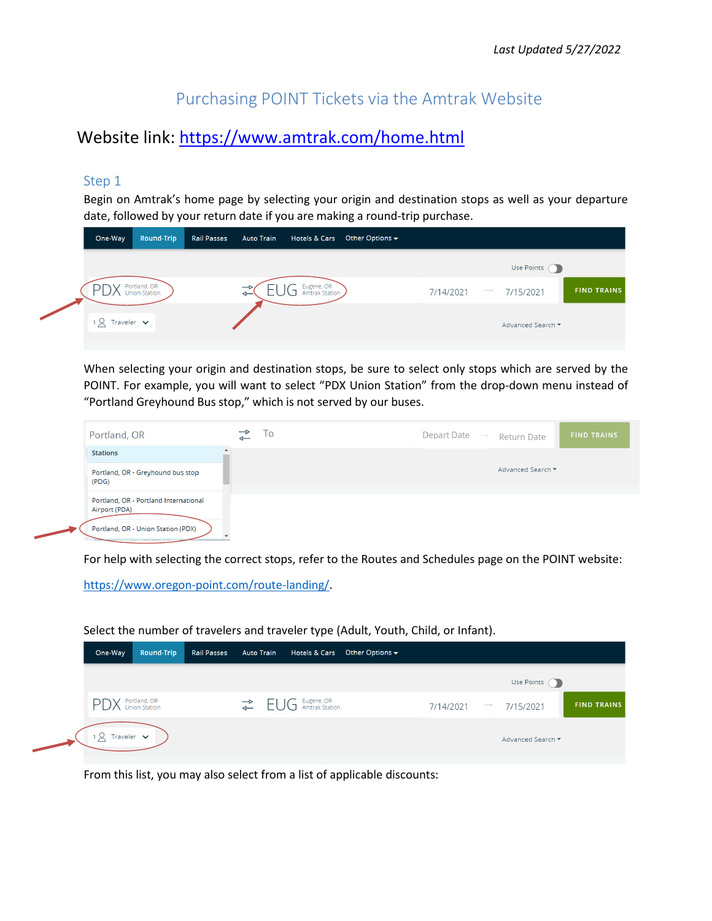*Last Updated 5/27/2022*

# Purchasing POINT Tickets via the Amtrak Website

Website link: [https://www.amtrak.com/home.html](https://www.amtrak.com/home.html)

## Step 1

Begin on Amtrak's home page by selecting your origin and destination stops as well as your departure date, followed by your return date if you are making a round-trip purchase.

When selecting your origin and destination stops, be sure to select only stops which are served by the POINT. For example, you will want to select "PDX Union Station" from the drop-down menu instead of "Portland Greyhound Bus stop," which is not served by our buses.

For help with selecting the correct stops, refer to the Routes and Schedules page on the POINT website: [https://www.oregon-point.com/route-landing/](https://www.oregon-point.com/route-landing/).

Select the number of travelers and traveler type (Adult, Youth, Child, or Infant).

From this list, you may also select from a list of applicable discounts: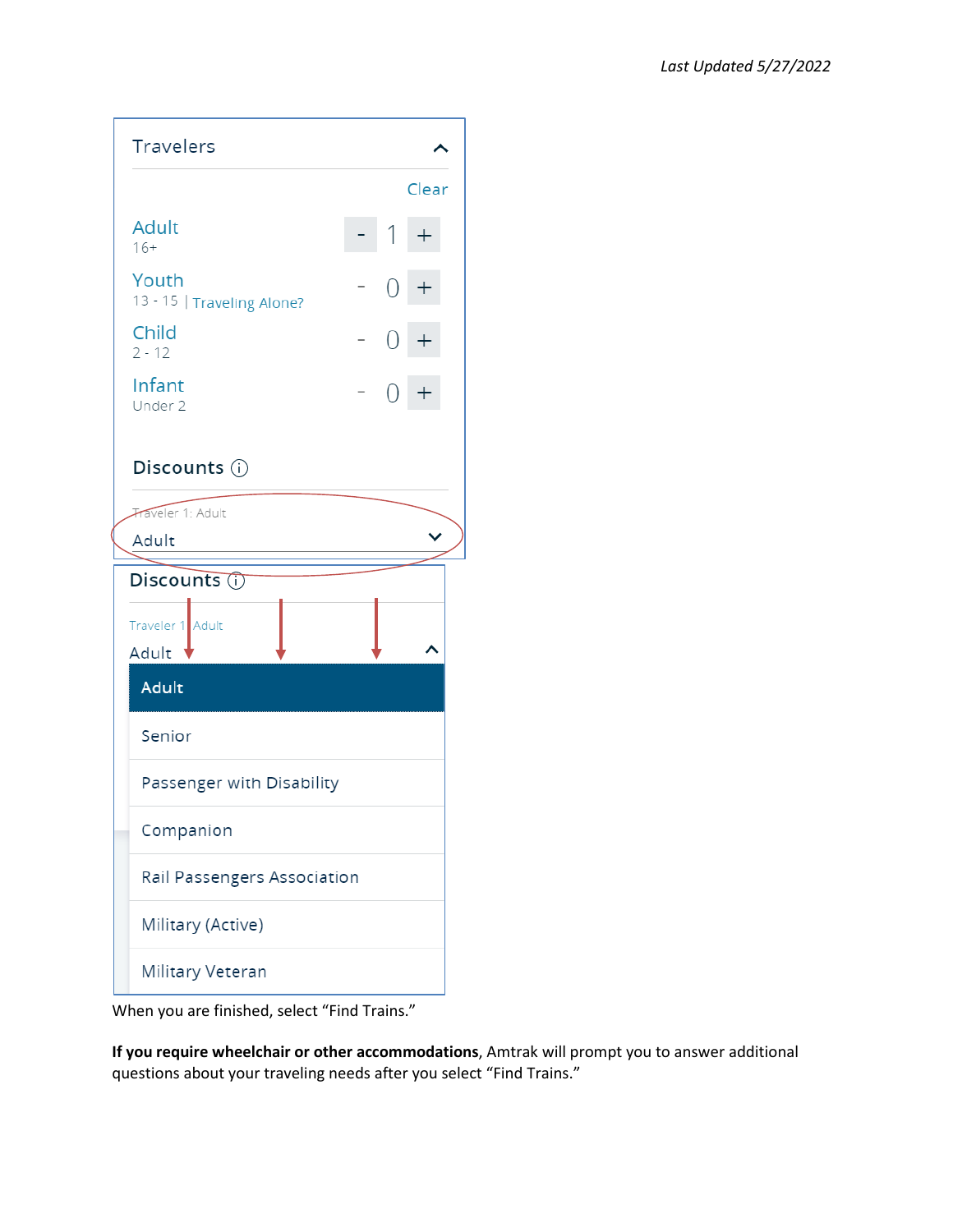Travelers

Clear

Adult 16+ | - 1 +

Youth 13 - 15 | Traveling Alone? | - 0 +

Child 2 - 12 | - 0 +

Infant Under 2 | - 0 +

Discounts

Traveler 1: Adult

Adult

Discounts

Traveler 1: Adult

Adult

- Adult
- Senior
- Passenger with Disability
- Companion
- Rail Passengers Association
- Military (Active)
- Military Veteran

When you are finished, select "Find Trains."

**If you require wheelchair or other accommodations**, Amtrak will prompt you to answer additional questions about your traveling needs after you select "Find Trains."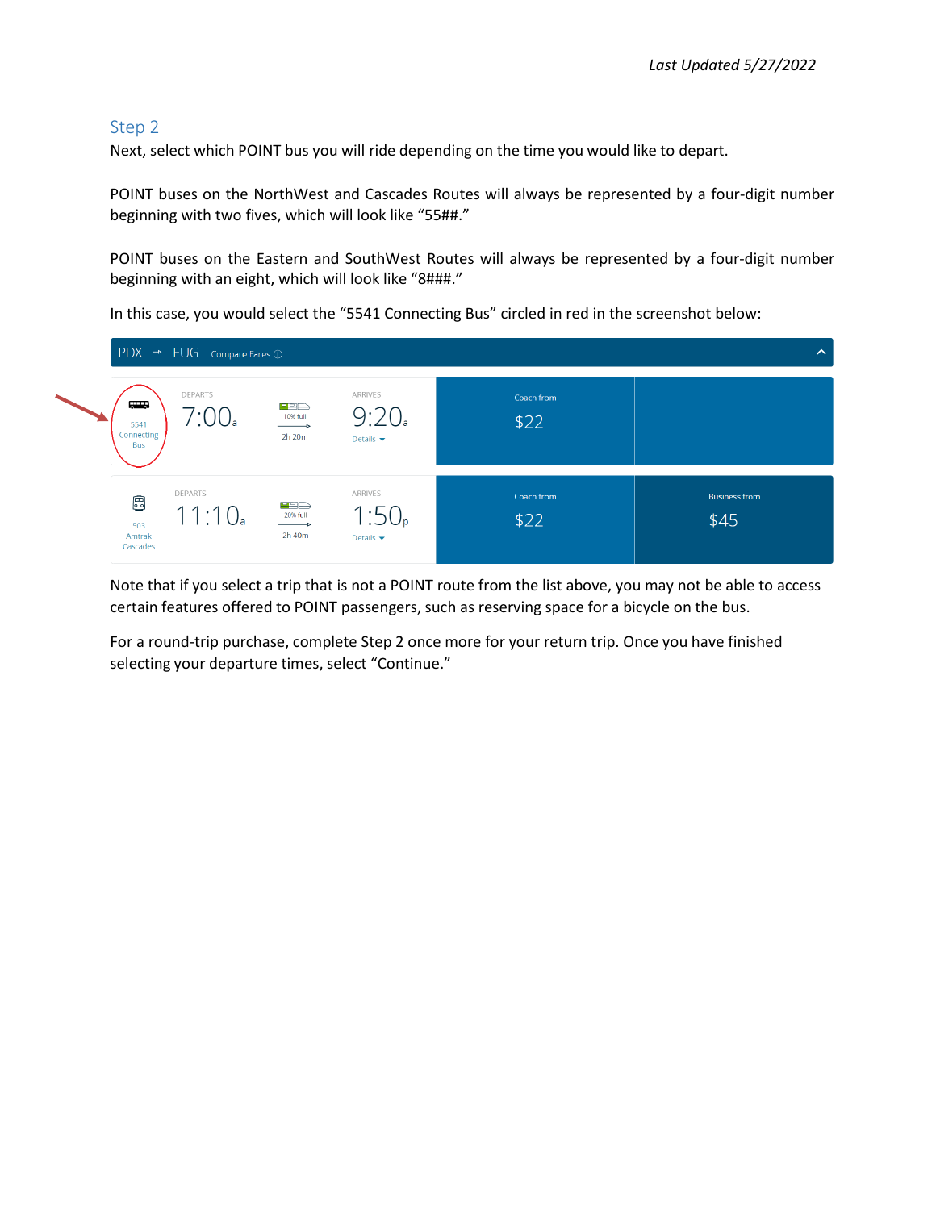*Last Updated 5/27/2022*

## Step 2

Next, select which POINT bus you will ride depending on the time you would like to depart.

POINT buses on the NorthWest and Cascades Routes will always be represented by a four-digit number beginning with two fives, which will look like “55##.”

POINT buses on the Eastern and SouthWest Routes will always be represented by a four-digit number beginning with an eight, which will look like “8###.”

In this case, you would select the “5541 Connecting Bus” circled in red in the screenshot below:

PDX → EUG Compare Fares

| | DEPARTS | | ARRIVES | | |
|---|---|---|---|---|---|
| 5541 Connecting Bus | 7:00a | 10% full, 2h 20m | 9:20a (Details) | Coach from $22 | |
| 503 Amtrak Cascades | 11:10a | 20% full, 2h 40m | 1:50p (Details) | Coach from $22 | Business from $45 |

Note that if you select a trip that is not a POINT route from the list above, you may not be able to access certain features offered to POINT passengers, such as reserving space for a bicycle on the bus.

For a round-trip purchase, complete Step 2 once more for your return trip. Once you have finished selecting your departure times, select “Continue.”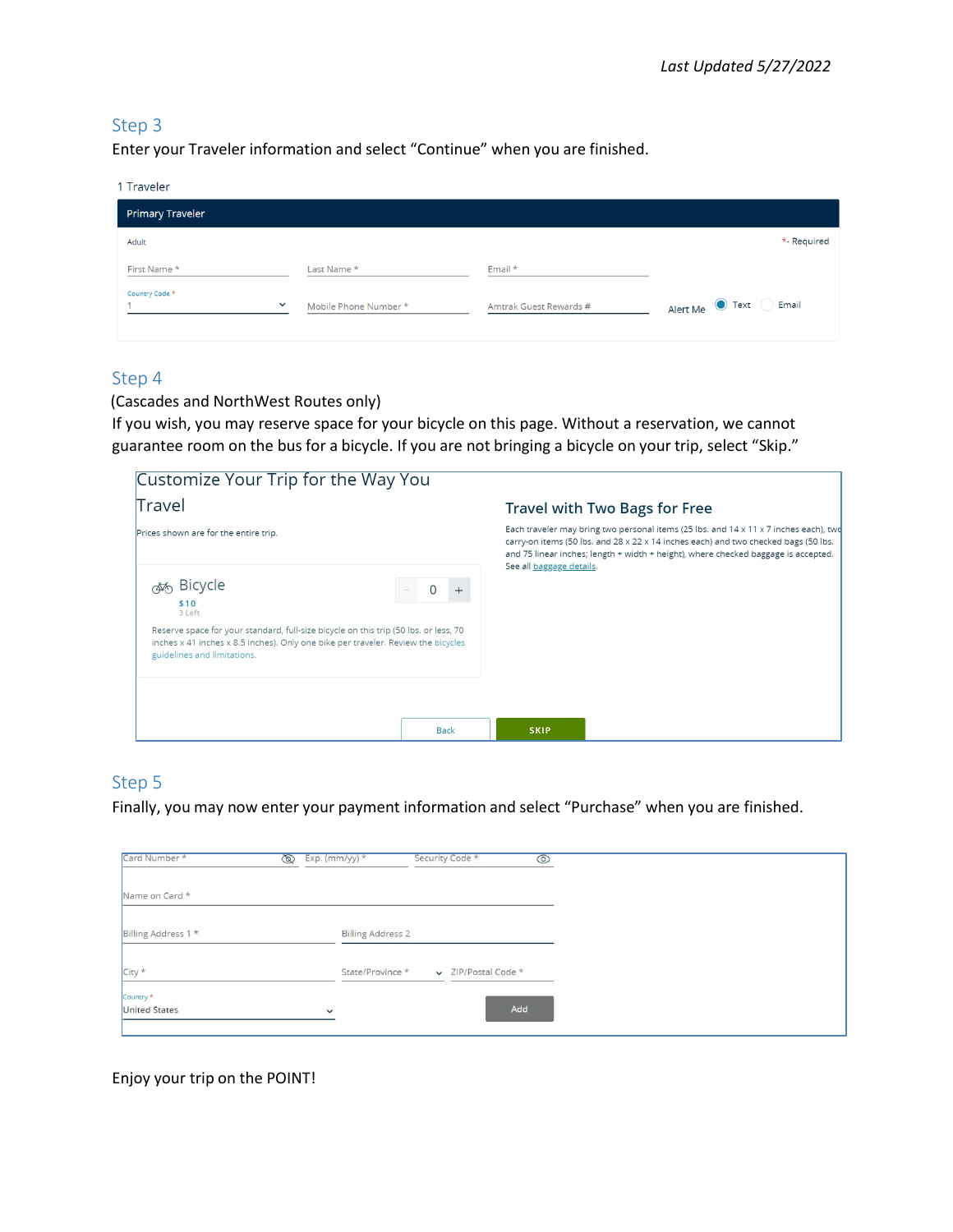*Last Updated 5/27/2022*

## Step 3

Enter your Traveler information and select “Continue” when you are finished.

1 Traveler

Primary Traveler

Adult

*- Required

First Name *

Last Name *

Email *

Country Code *
1

Mobile Phone Number *

Amtrak Guest Rewards #

Alert Me Text Email

## Step 4

(Cascades and NorthWest Routes only)

If you wish, you may reserve space for your bicycle on this page. Without a reservation, we cannot guarantee room on the bus for a bicycle. If you are not bringing a bicycle on your trip, select “Skip.”

Customize Your Trip for the Way You Travel

Prices shown are for the entire trip.

Bicycle
$10
3 Left

0

Reserve space for your standard, full-size bicycle on this trip (50 lbs. or less, 70 inches x 41 inches x 8.5 inches). Only one bike per traveler. Review the bicycles guidelines and limitations.

Travel with Two Bags for Free

Each traveler may bring two personal items (25 lbs. and 14 x 11 x 7 inches each), two carry-on items (50 lbs. and 28 x 22 x 14 inches each) and two checked bags (50 lbs. and 75 linear inches; length + width + height), where checked baggage is accepted. See all baggage details.

Back SKIP

## Step 5

Finally, you may now enter your payment information and select “Purchase” when you are finished.

Card Number *

Exp. (mm/yy) *

Security Code *

Name on Card *

Billing Address 1 *

Billing Address 2

City *

State/Province *

ZIP/Postal Code *

Country *
United States

Add

Enjoy your trip on the POINT!